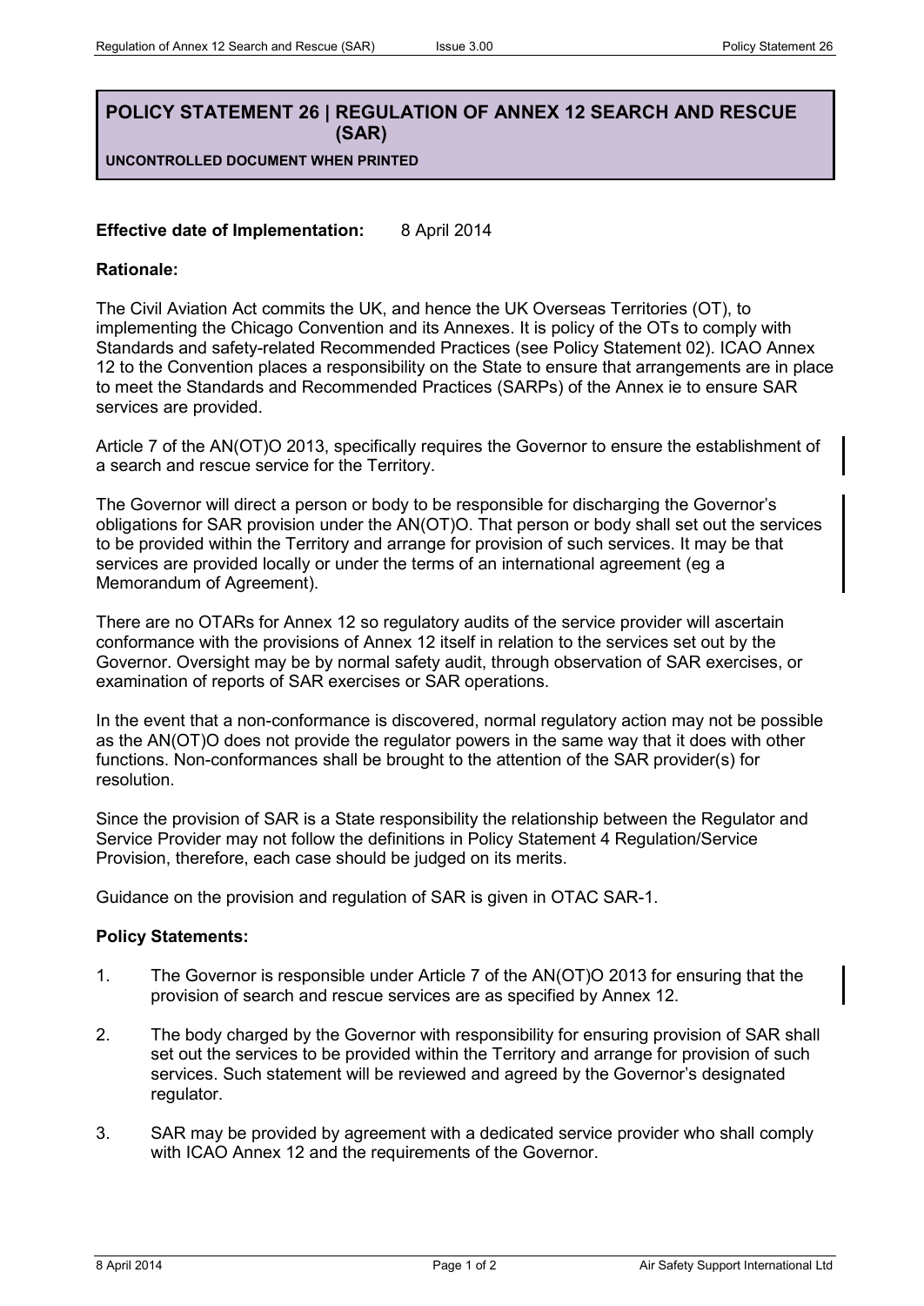# POLICY STATEMENT 26 | REGULATION OF ANNEX 12 SEARCH AND RESCUE (SAR)

**UNCONTROLLED DOCUMENT WHEN PRINTED**

**Effective date of Implementation:** 8 April 2014

**Rationale:**

The Civil Aviation Act commits the UK, and hence the UK Overseas Territories (OT), to implementing the Chicago Convention and its Annexes. It is policy of the OTs to comply with Standards and safety-related Recommended Practices (see Policy Statement 02). ICAO Annex 12 to the Convention places a responsibility on the State to ensure that arrangements are in place to meet the Standards and Recommended Practices (SARPs) of the Annex ie to ensure SAR services are provided.

Article 7 of the AN(OT)O 2013, specifically requires the Governor to ensure the establishment of a search and rescue service for the Territory.

The Governor will direct a person or body to be responsible for discharging the Governor's obligations for SAR provision under the AN(OT)O. That person or body shall set out the services to be provided within the Territory and arrange for provision of such services. It may be that services are provided locally or under the terms of an international agreement (eg a Memorandum of Agreement).

There are no OTARs for Annex 12 so regulatory audits of the service provider will ascertain conformance with the provisions of Annex 12 itself in relation to the services set out by the Governor. Oversight may be by normal safety audit, through observation of SAR exercises, or examination of reports of SAR exercises or SAR operations.

In the event that a non-conformance is discovered, normal regulatory action may not be possible as the AN(OT)O does not provide the regulator powers in the same way that it does with other functions. Non-conformances shall be brought to the attention of the SAR provider(s) for resolution.

Since the provision of SAR is a State responsibility the relationship between the Regulator and Service Provider may not follow the definitions in Policy Statement 4 Regulation/Service Provision, therefore, each case should be judged on its merits.

Guidance on the provision and regulation of SAR is given in OTAC SAR-1.

**Policy Statements:**

1. The Governor is responsible under Article 7 of the AN(OT)O 2013 for ensuring that the provision of search and rescue services are as specified by Annex 12.

2. The body charged by the Governor with responsibility for ensuring provision of SAR shall set out the services to be provided within the Territory and arrange for provision of such services. Such statement will be reviewed and agreed by the Governor's designated regulator.

3. SAR may be provided by agreement with a dedicated service provider who shall comply with ICAO Annex 12 and the requirements of the Governor.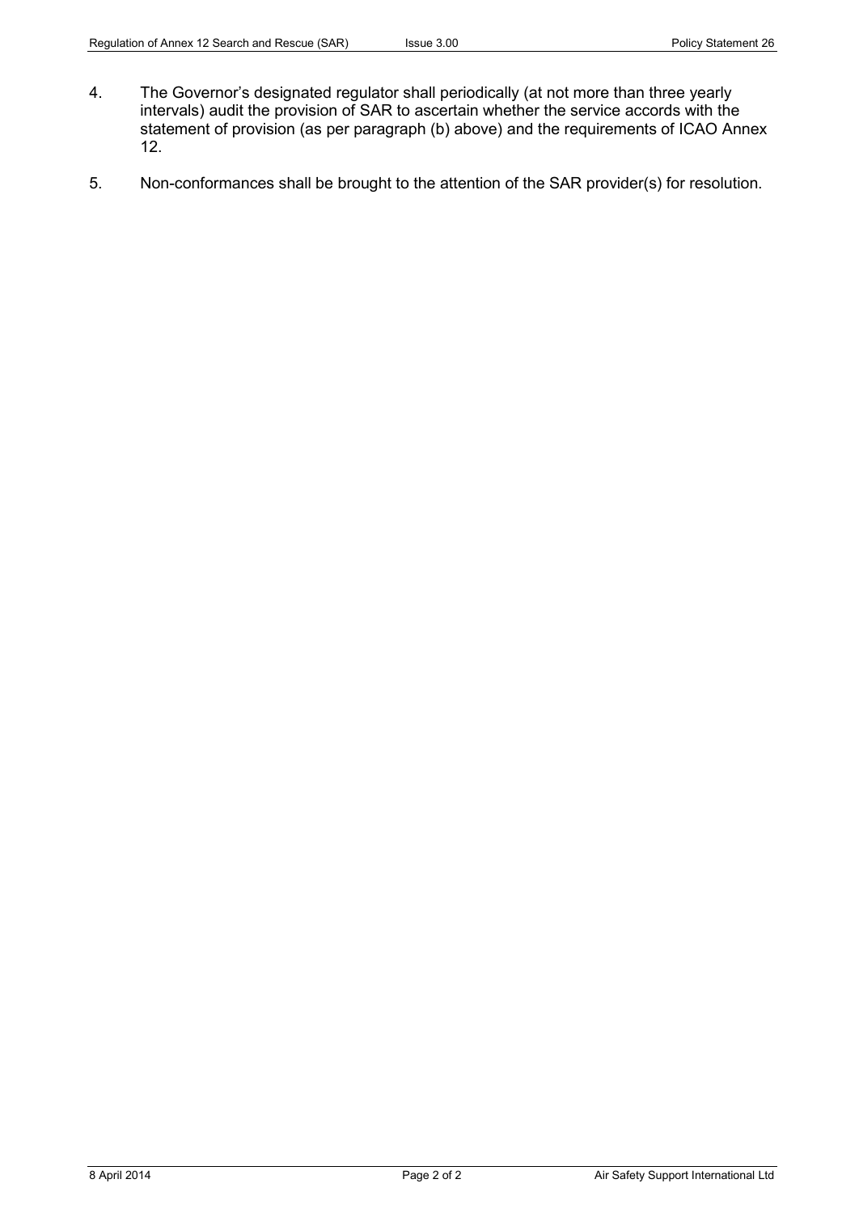4. The Governor's designated regulator shall periodically (at not more than three yearly intervals) audit the provision of SAR to ascertain whether the service accords with the statement of provision (as per paragraph (b) above) and the requirements of ICAO Annex 12.

5. Non-conformances shall be brought to the attention of the SAR provider(s) for resolution.